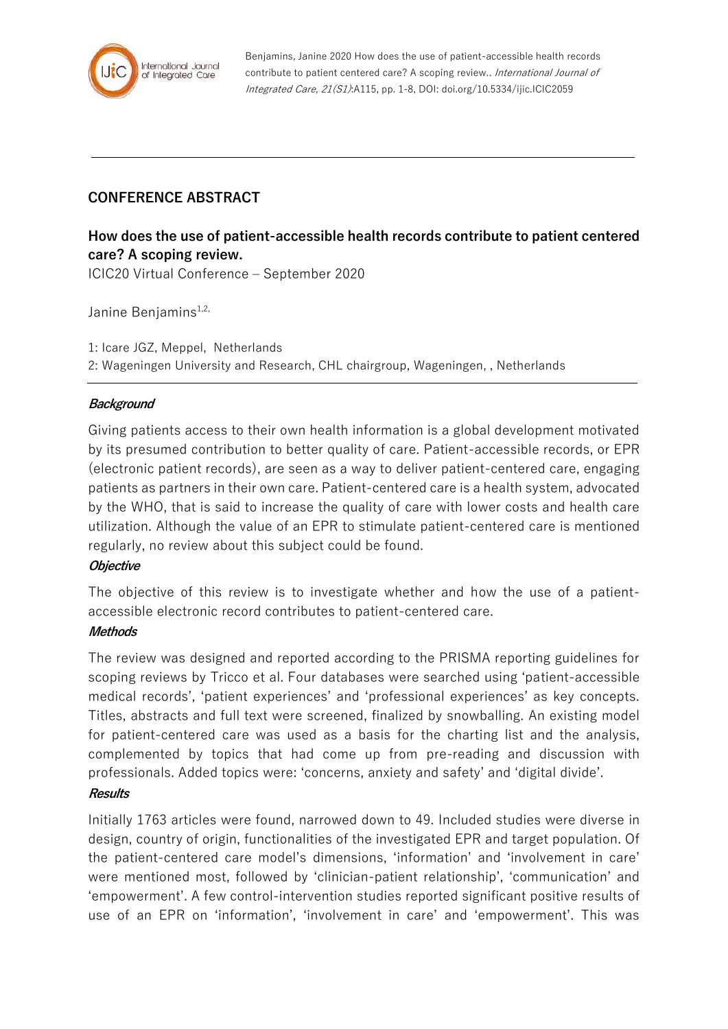## CONFERENCE ABSTRACT

# How does the use of patient-accessible health records contribute to patient centered care? A scoping review.

ICIC20 Virtual Conference – September 2020

Janine Benjamins[1,2,]

1: Icare JGZ, Meppel, Netherlands
2: Wageningen University and Research, CHL chairgroup, Wageningen, , Netherlands

***Background***

Giving patients access to their own health information is a global development motivated by its presumed contribution to better quality of care. Patient-accessible records, or EPR (electronic patient records), are seen as a way to deliver patient-centered care, engaging patients as partners in their own care. Patient-centered care is a health system, advocated by the WHO, that is said to increase the quality of care with lower costs and health care utilization. Although the value of an EPR to stimulate patient-centered care is mentioned regularly, no review about this subject could be found.

***Objective***

The objective of this review is to investigate whether and how the use of a patient-accessible electronic record contributes to patient-centered care.

***Methods***

The review was designed and reported according to the PRISMA reporting guidelines for scoping reviews by Tricco et al. Four databases were searched using 'patient-accessible medical records', 'patient experiences' and 'professional experiences' as key concepts. Titles, abstracts and full text were screened, finalized by snowballing. An existing model for patient-centered care was used as a basis for the charting list and the analysis, complemented by topics that had come up from pre-reading and discussion with professionals. Added topics were: 'concerns, anxiety and safety' and 'digital divide'.

***Results***

Initially 1763 articles were found, narrowed down to 49. Included studies were diverse in design, country of origin, functionalities of the investigated EPR and target population. Of the patient-centered care model's dimensions, 'information' and 'involvement in care' were mentioned most, followed by 'clinician-patient relationship', 'communication' and 'empowerment'. A few control-intervention studies reported significant positive results of use of an EPR on 'information', 'involvement in care' and 'empowerment'. This was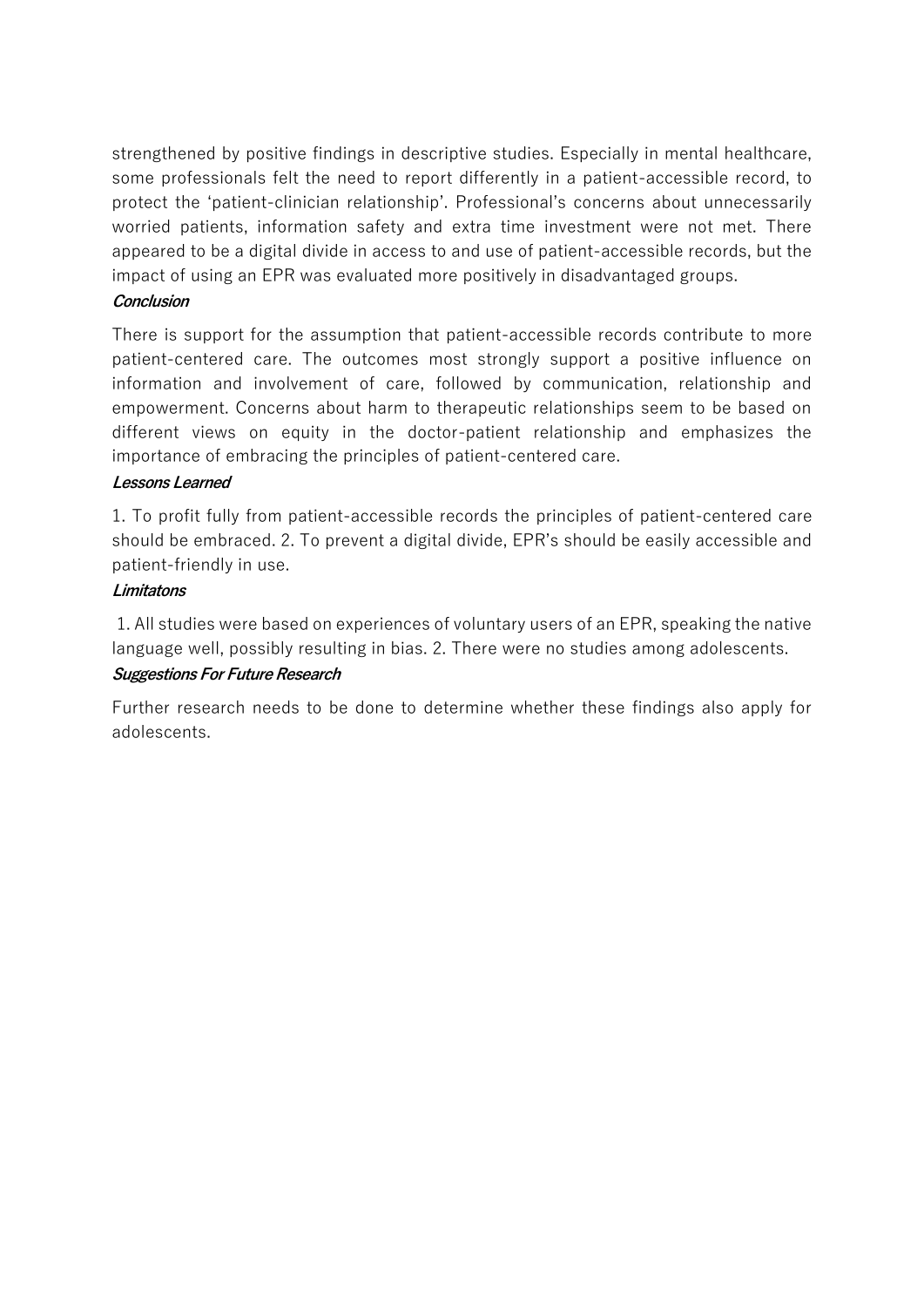strengthened by positive findings in descriptive studies. Especially in mental healthcare, some professionals felt the need to report differently in a patient-accessible record, to protect the 'patient-clinician relationship'. Professional's concerns about unnecessarily worried patients, information safety and extra time investment were not met. There appeared to be a digital divide in access to and use of patient-accessible records, but the impact of using an EPR was evaluated more positively in disadvantaged groups.

***Conclusion***

There is support for the assumption that patient-accessible records contribute to more patient-centered care. The outcomes most strongly support a positive influence on information and involvement of care, followed by communication, relationship and empowerment. Concerns about harm to therapeutic relationships seem to be based on different views on equity in the doctor-patient relationship and emphasizes the importance of embracing the principles of patient-centered care.

***Lessons Learned***

1. To profit fully from patient-accessible records the principles of patient-centered care should be embraced. 2. To prevent a digital divide, EPR's should be easily accessible and patient-friendly in use.

***Limitatons***

1. All studies were based on experiences of voluntary users of an EPR, speaking the native language well, possibly resulting in bias. 2. There were no studies among adolescents.

***Suggestions For Future Research***

Further research needs to be done to determine whether these findings also apply for adolescents.